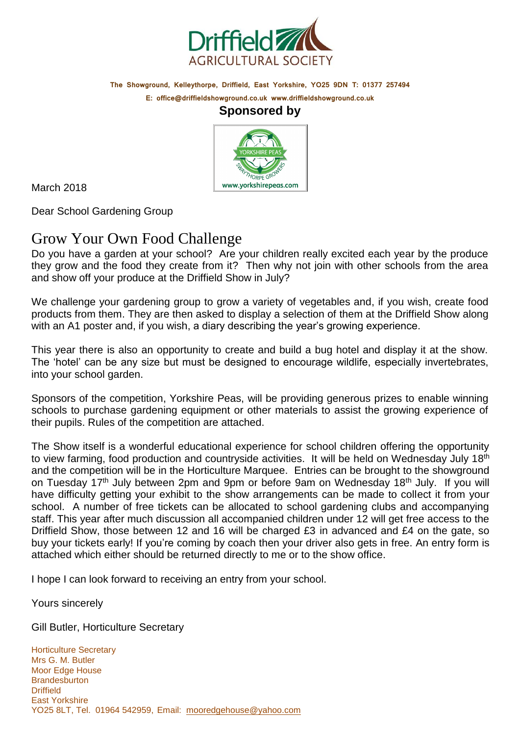Driffield AGRICULTURAL SOCIETY

**The Showground, Kelleythorpe, Driffield, East Yorkshire, YO25 9DN T: 01377 257494**

**E: office@driffieldshowground.co.uk www.driffieldshowground.co.uk**

**Sponsored by**

YORKSHIRE PEAS SWAYTHORPE GROWERS www.yorkshirepeas.com

March 2018

Dear School Gardening Group

# Grow Your Own Food Challenge

Do you have a garden at your school? Are your children really excited each year by the produce they grow and the food they create from it? Then why not join with other schools from the area and show off your produce at the Driffield Show in July?

We challenge your gardening group to grow a variety of vegetables and, if you wish, create food products from them. They are then asked to display a selection of them at the Driffield Show along with an A1 poster and, if you wish, a diary describing the year's growing experience.

This year there is also an opportunity to create and build a bug hotel and display it at the show. The 'hotel' can be any size but must be designed to encourage wildlife, especially invertebrates, into your school garden.

Sponsors of the competition, Yorkshire Peas, will be providing generous prizes to enable winning schools to purchase gardening equipment or other materials to assist the growing experience of their pupils. Rules of the competition are attached.

The Show itself is a wonderful educational experience for school children offering the opportunity to view farming, food production and countryside activities. It will be held on Wednesday July 18th and the competition will be in the Horticulture Marquee. Entries can be brought to the showground on Tuesday 17th July between 2pm and 9pm or before 9am on Wednesday 18th July. If you will have difficulty getting your exhibit to the show arrangements can be made to collect it from your school. A number of free tickets can be allocated to school gardening clubs and accompanying staff. This year after much discussion all accompanied children under 12 will get free access to the Driffield Show, those between 12 and 16 will be charged £3 in advanced and £4 on the gate, so buy your tickets early! If you're coming by coach then your driver also gets in free. An entry form is attached which either should be returned directly to me or to the show office.

I hope I can look forward to receiving an entry from your school.

Yours sincerely

Gill Butler, Horticulture Secretary

Horticulture Secretary
Mrs G. M. Butler
Moor Edge House
Brandesburton
Driffield
East Yorkshire
YO25 8LT, Tel. 01964 542959, Email: mooredgehouse@yahoo.com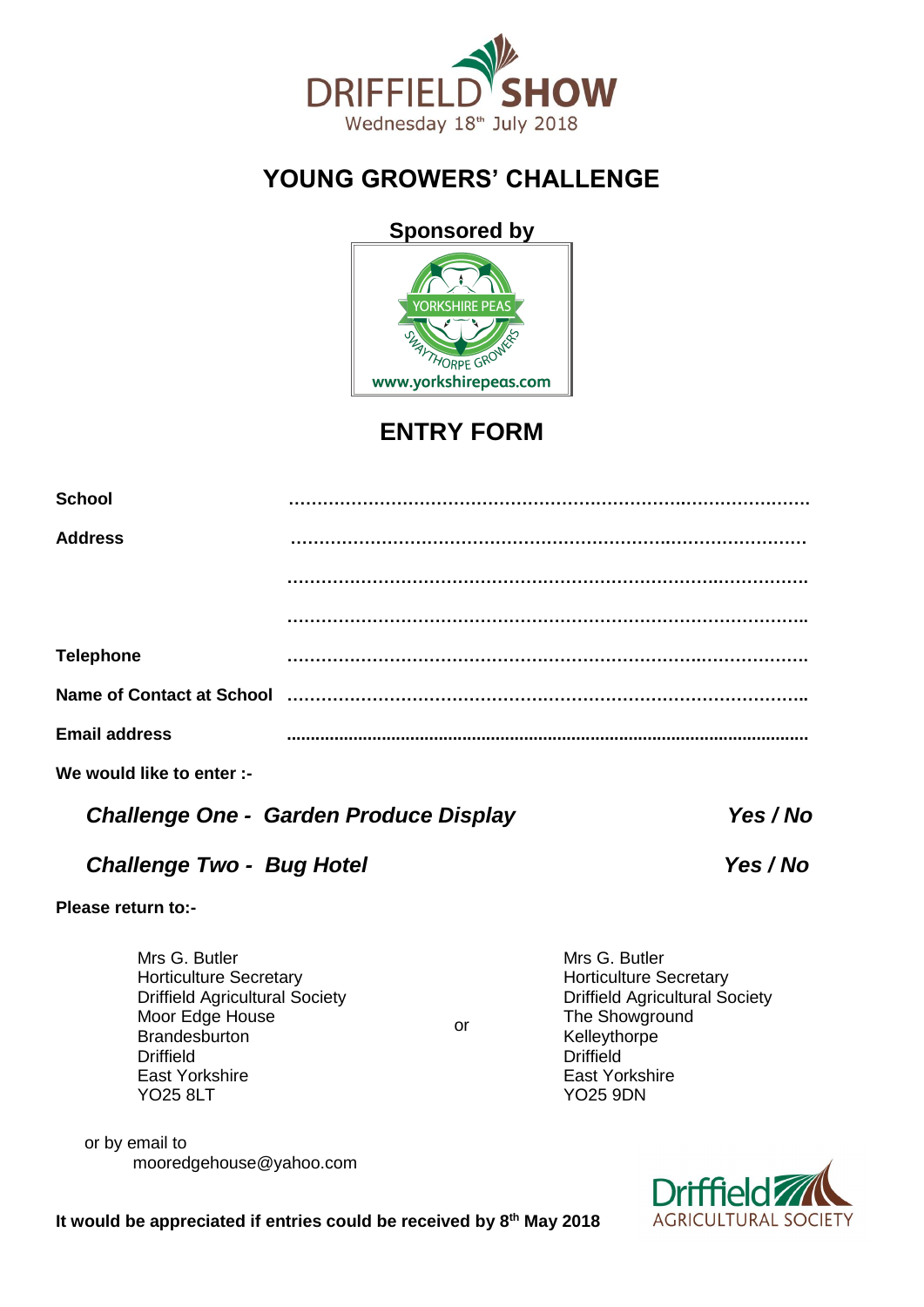DRIFFIELD SHOW
Wednesday 18th July 2018

# YOUNG GROWERS' CHALLENGE

**Sponsored by**

YORKSHIRE PEAS
SWAYTHORPE GROWERS
www.yorkshirepeas.com

## ENTRY FORM

**School** ……………………………………………………………………………………

**Address** ……………………………………………………………………………………

……………………………………………………………………………………

……………………………………………………………………………………

**Telephone** ……………………………………………………………………………………

**Name of Contact at School** ……………………………………………………………………………………

**Email address** ……………………………………………………………………………………

**We would like to enter :-**

***Challenge One - Garden Produce Display*** ***Yes / No***

***Challenge Two - Bug Hotel*** ***Yes / No***

**Please return to:-**

Mrs G. Butler
Horticulture Secretary
Driffield Agricultural Society
Moor Edge House
Brandesburton
Driffield
East Yorkshire
YO25 8LT

or

Mrs G. Butler
Horticulture Secretary
Driffield Agricultural Society
The Showground
Kelleythorpe
Driffield
East Yorkshire
YO25 9DN

or by email to
mooredgehouse@yahoo.com

**It would be appreciated if entries could be received by 8th May 2018**

Driffield AGRICULTURAL SOCIETY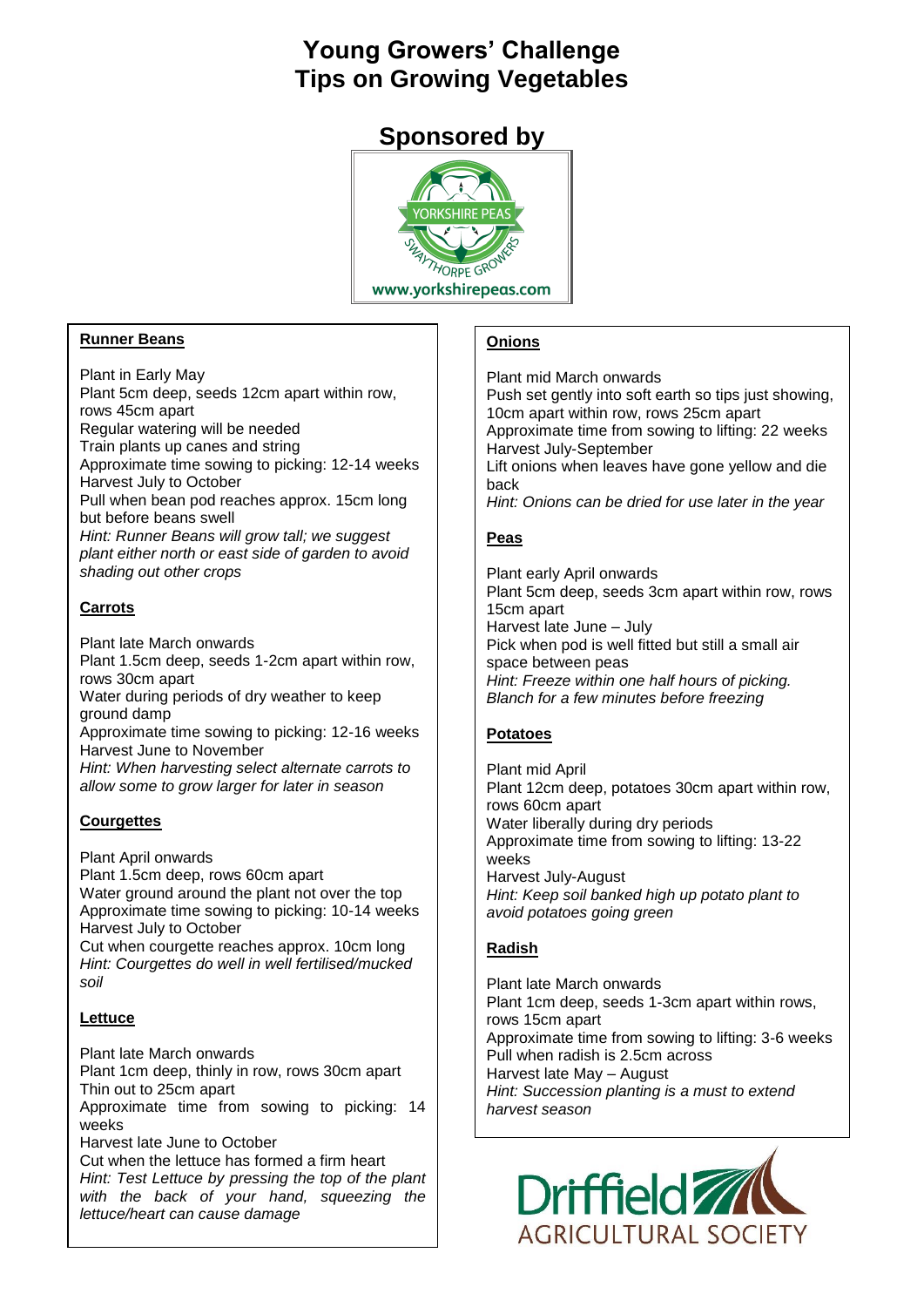# Young Growers' Challenge
# Tips on Growing Vegetables

## Sponsored by

YORKSHIRE PEAS
SWAYTHORPE GROWERS
www.yorkshirepeas.com

**Runner Beans**

Plant in Early May
Plant 5cm deep, seeds 12cm apart within row, rows 45cm apart
Regular watering will be needed
Train plants up canes and string
Approximate time sowing to picking: 12-14 weeks
Harvest July to October
Pull when bean pod reaches approx. 15cm long but before beans swell
*Hint: Runner Beans will grow tall; we suggest plant either north or east side of garden to avoid shading out other crops*

**Carrots**

Plant late March onwards
Plant 1.5cm deep, seeds 1-2cm apart within row, rows 30cm apart
Water during periods of dry weather to keep ground damp
Approximate time sowing to picking: 12-16 weeks
Harvest June to November
*Hint: When harvesting select alternate carrots to allow some to grow larger for later in season*

**Courgettes**

Plant April onwards
Plant 1.5cm deep, rows 60cm apart
Water ground around the plant not over the top
Approximate time sowing to picking: 10-14 weeks
Harvest July to October
Cut when courgette reaches approx. 10cm long
*Hint: Courgettes do well in well fertilised/mucked soil*

**Lettuce**

Plant late March onwards
Plant 1cm deep, thinly in row, rows 30cm apart
Thin out to 25cm apart
Approximate time from sowing to picking: 14 weeks
Harvest late June to October
Cut when the lettuce has formed a firm heart
*Hint: Test Lettuce by pressing the top of the plant with the back of your hand, squeezing the lettuce/heart can cause damage*

**Onions**

Plant mid March onwards
Push set gently into soft earth so tips just showing, 10cm apart within row, rows 25cm apart
Approximate time from sowing to lifting: 22 weeks
Harvest July-September
Lift onions when leaves have gone yellow and die back
*Hint: Onions can be dried for use later in the year*

**Peas**

Plant early April onwards
Plant 5cm deep, seeds 3cm apart within row, rows 15cm apart
Harvest late June – July
Pick when pod is well fitted but still a small air space between peas
*Hint: Freeze within one half hours of picking. Blanch for a few minutes before freezing*

**Potatoes**

Plant mid April
Plant 12cm deep, potatoes 30cm apart within row, rows 60cm apart
Water liberally during dry periods
Approximate time from sowing to lifting: 13-22 weeks
Harvest July-August
*Hint: Keep soil banked high up potato plant to avoid potatoes going green*

**Radish**

Plant late March onwards
Plant 1cm deep, seeds 1-3cm apart within rows, rows 15cm apart
Approximate time from sowing to lifting: 3-6 weeks
Pull when radish is 2.5cm across
Harvest late May – August
*Hint: Succession planting is a must to extend harvest season*

Driffield AGRICULTURAL SOCIETY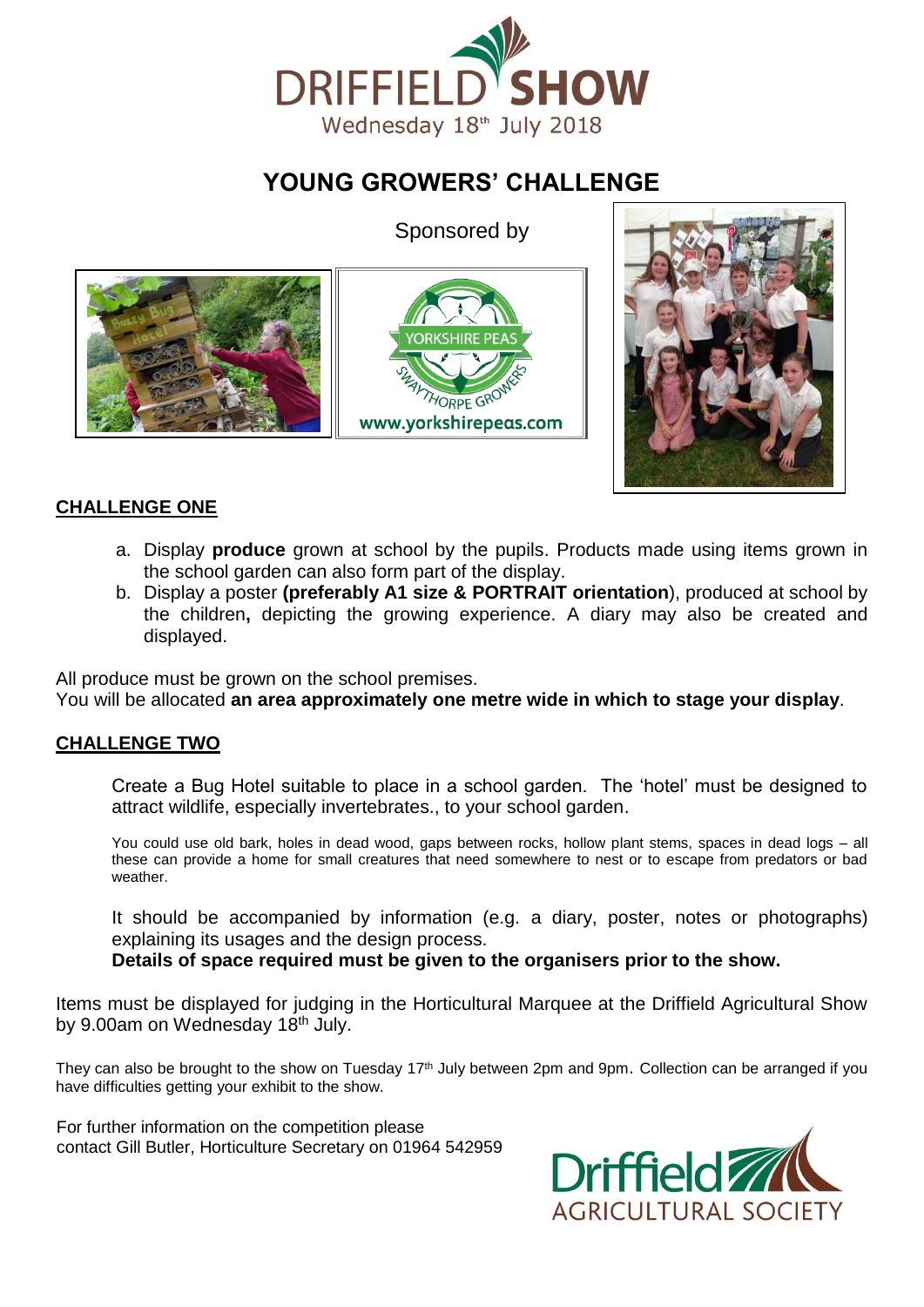# DRIFFIELD SHOW

Wednesday 18th July 2018

## YOUNG GROWERS' CHALLENGE

Sponsored by

YORKSHIRE PEAS
SWAYTHORPE GROWERS
www.yorkshirepeas.com

### CHALLENGE ONE

a. Display **produce** grown at school by the pupils. Products made using items grown in the school garden can also form part of the display.
b. Display a poster **(preferably A1 size & PORTRAIT orientation)**, produced at school by the children**,** depicting the growing experience. A diary may also be created and displayed.

All produce must be grown on the school premises.
You will be allocated **an area approximately one metre wide in which to stage your display**.

### CHALLENGE TWO

Create a Bug Hotel suitable to place in a school garden. The 'hotel' must be designed to attract wildlife, especially invertebrates., to your school garden.

You could use old bark, holes in dead wood, gaps between rocks, hollow plant stems, spaces in dead logs – all these can provide a home for small creatures that need somewhere to nest or to escape from predators or bad weather.

It should be accompanied by information (e.g. a diary, poster, notes or photographs) explaining its usages and the design process.
**Details of space required must be given to the organisers prior to the show.**

Items must be displayed for judging in the Horticultural Marquee at the Driffield Agricultural Show by 9.00am on Wednesday 18th July.

They can also be brought to the show on Tuesday 17th July between 2pm and 9pm. Collection can be arranged if you have difficulties getting your exhibit to the show.

For further information on the competition please contact Gill Butler, Horticulture Secretary on 01964 542959

Driffield AGRICULTURAL SOCIETY